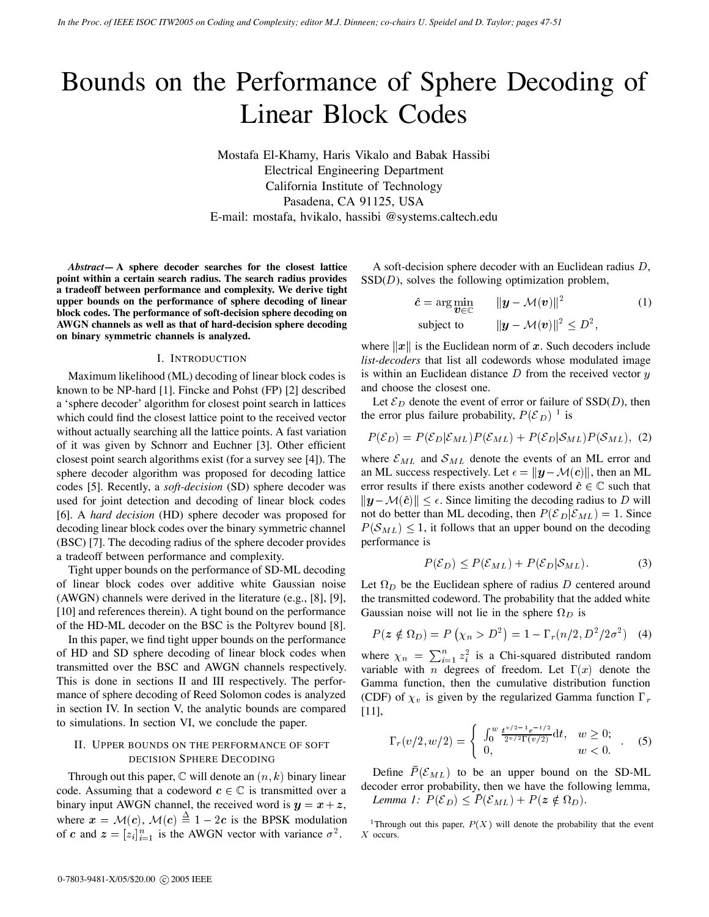# Bounds on the Performance of Sphere Decoding of Linear Block Codes

Mostafa El-Khamy, Haris Vikalo and Babak Hassibi
Electrical Engineering Department
California Institute of Technology
Pasadena, CA 91125, USA
E-mail: mostafa, hvikalo, hassibi @systems.caltech.edu

***Abstract*— A sphere decoder searches for the closest lattice point within a certain search radius. The search radius provides a tradeoff between performance and complexity. We derive tight upper bounds on the performance of sphere decoding of linear block codes. The performance of soft-decision sphere decoding on AWGN channels as well as that of hard-decision sphere decoding on binary symmetric channels is analyzed.**

## I. Introduction

Maximum likelihood (ML) decoding of linear block codes is known to be NP-hard [1]. Fincke and Pohst (FP) [2] described a 'sphere decoder' algorithm for closest point search in lattices which could find the closest lattice point to the received vector without actually searching all the lattice points. A fast variation of it was given by Schnorr and Euchner [3]. Other efficient closest point search algorithms exist (for a survey see [4]). The sphere decoder algorithm was proposed for decoding lattice codes [5]. Recently, a *soft-decision* (SD) sphere decoder was used for joint detection and decoding of linear block codes [6]. A *hard decision* (HD) sphere decoder was proposed for decoding linear block codes over the binary symmetric channel (BSC) [7]. The decoding radius of the sphere decoder provides a tradeoff between performance and complexity.

Tight upper bounds on the performance of SD-ML decoding of linear block codes over additive white Gaussian noise (AWGN) channels were derived in the literature (e.g., [8], [9], [10] and references therein). A tight bound on the performance of the HD-ML decoder on the BSC is the Poltyrev bound [8].

In this paper, we find tight upper bounds on the performance of HD and SD sphere decoding of linear block codes when transmitted over the BSC and AWGN channels respectively. This is done in sections II and III respectively. The performance of sphere decoding of Reed Solomon codes is analyzed in section IV. In section V, the analytic bounds are compared to simulations. In section VI, we conclude the paper.

## II. Upper bounds on the performance of soft decision Sphere Decoding

Through out this paper, $\mathbb{C}$ will denote an $(n, k)$ binary linear code. Assuming that a codeword $\boldsymbol{c} \in \mathbb{C}$ is transmitted over a binary input AWGN channel, the received word is $\boldsymbol{y} = \boldsymbol{x} + \boldsymbol{z}$, where $\boldsymbol{x} = \mathcal{M}(\boldsymbol{c})$, $\mathcal{M}(\boldsymbol{c}) \stackrel{\Delta}{=} 1 - 2\boldsymbol{c}$ is the BPSK modulation of $\boldsymbol{c}$ and $\boldsymbol{z} = [z_i]_{i=1}^{n}$ is the AWGN vector with variance $\sigma^2$.

A soft-decision sphere decoder with an Euclidean radius $D$, SSD($D$), solves the following optimization problem,

$$\hat{\boldsymbol{c}} = \arg\min_{\boldsymbol{v} \in \mathbb{C}} \quad \|\boldsymbol{y} - \mathcal{M}(\boldsymbol{v})\|^2 \qquad \text{subject to} \quad \|\boldsymbol{y} - \mathcal{M}(\boldsymbol{v})\|^2 \leq D^2, \tag{1}$$

where $\|\boldsymbol{x}\|$ is the Euclidean norm of $\boldsymbol{x}$. Such decoders include *list-decoders* that list all codewords whose modulated image is within an Euclidean distance $D$ from the received vector $y$ and choose the closest one.

Let $\mathcal{E}_D$ denote the event of error or failure of SSD($D$), then the error plus failure probability, $P(\mathcal{E}_D)$ [1] is

$$P(\mathcal{E}_D) = P(\mathcal{E}_D|\mathcal{E}_{ML})P(\mathcal{E}_{ML}) + P(\mathcal{E}_D|\mathcal{S}_{ML})P(\mathcal{S}_{ML}), \tag{2}$$

where $\mathcal{E}_{ML}$ and $\mathcal{S}_{ML}$ denote the events of an ML error and an ML success respectively. Let $\epsilon = \|\boldsymbol{y} - \mathcal{M}(\boldsymbol{c})\|$, then an ML error results if there exists another codeword $\hat{\boldsymbol{c}} \in \mathbb{C}$ such that $\|\boldsymbol{y} - \mathcal{M}(\hat{\boldsymbol{c}})\| \leq \epsilon$. Since limiting the decoding radius to $D$ will not do better than ML decoding, then $P(\mathcal{E}_D|\mathcal{E}_{ML}) = 1$. Since $P(\mathcal{S}_{ML}) \leq 1$, it follows that an upper bound on the decoding performance is

$$P(\mathcal{E}_D) \leq P(\mathcal{E}_{ML}) + P(\mathcal{E}_D|\mathcal{S}_{ML}). \tag{3}$$

Let $\Omega_D$ be the Euclidean sphere of radius $D$ centered around the transmitted codeword. The probability that the added white Gaussian noise will not lie in the sphere $\Omega_D$ is

$$P(\boldsymbol{z} \notin \Omega_D) = P\left(\chi_n > D^2\right) = 1 - \Gamma_r(n/2, D^2/2\sigma^2) \tag{4}$$

where $\chi_n = \sum_{i=1}^{n} z_i^2$ is a Chi-squared distributed random variable with $n$ degrees of freedom. Let $\Gamma(x)$ denote the Gamma function, then the cumulative distribution function (CDF) of $\chi_v$ is given by the regularized Gamma function $\Gamma_r$ [11],

$$\Gamma_r(v/2, w/2) = \begin{cases} \int_0^w \frac{t^{v/2-1}e^{-t/2}}{2^{v/2}\Gamma(v/2)}\mathrm{d}t, & w \geq 0; \\ 0, & w < 0. \end{cases} \tag{5}$$

Define $\bar{P}(\mathcal{E}_{ML})$ to be an upper bound on the SD-ML decoder error probability, then we have the following lemma,

*Lemma 1:* $P(\mathcal{E}_D) \leq \bar{P}(\mathcal{E}_{ML}) + P(\boldsymbol{z} \notin \Omega_D)$.

[1] Through out this paper, $P(X)$ will denote the probability that the event $X$ occurs.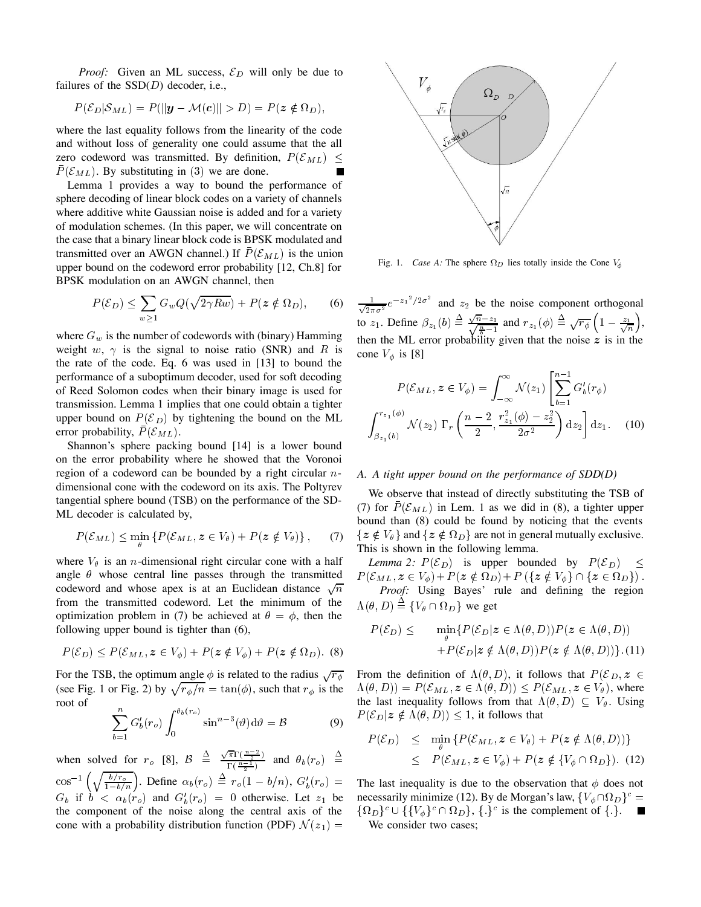*Proof:* Given an ML success, $\mathcal{E}_D$ will only be due to failures of the SSD($D$) decoder, i.e.,

$$P(\mathcal{E}_D|\mathcal{S}_{ML}) = P(\|\boldsymbol{y} - \mathcal{M}(\boldsymbol{c})\| > D) = P(\boldsymbol{z} \notin \Omega_D),$$

where the last equality follows from the linearity of the code and without loss of generality one could assume that the all zero codeword was transmitted. By definition, $P(\mathcal{E}_{ML}) \leq \bar{P}(\mathcal{E}_{ML})$. By substituting in (3) we are done. ■

Lemma 1 provides a way to bound the performance of sphere decoding of linear block codes on a variety of channels where additive white Gaussian noise is added and for a variety of modulation schemes. (In this paper, we will concentrate on the case that a binary linear block code is BPSK modulated and transmitted over an AWGN channel.) If $\bar{P}(\mathcal{E}_{ML})$ is the union upper bound on the codeword error probability [12, Ch.8] for BPSK modulation on an AWGN channel, then

$$P(\mathcal{E}_D) \leq \sum_{w \geq 1} G_w Q(\sqrt{2\gamma R w}) + P(\boldsymbol{z} \notin \Omega_D), \quad (6)$$

where $G_w$ is the number of codewords with (binary) Hamming weight $w$, $\gamma$ is the signal to noise ratio (SNR) and $R$ is the rate of the code. Eq. 6 was used in [13] to bound the performance of a suboptimum decoder, used for soft decoding of Reed Solomon codes when their binary image is used for transmission. Lemma 1 implies that one could obtain a tighter upper bound on $P(\mathcal{E}_D)$ by tightening the bound on the ML error probability, $\bar{P}(\mathcal{E}_{ML})$.

Shannon's sphere packing bound [14] is a lower bound on the error probability where he showed that the Voronoi region of a codeword can be bounded by a right circular $n$-dimensional cone with the codeword on its axis. The Poltyrev tangential sphere bound (TSB) on the performance of the SD-ML decoder is calculated by,

$$P(\mathcal{E}_{ML}) \leq \min_{\theta} \left\{ P(\mathcal{E}_{ML}, \boldsymbol{z} \in V_\theta) + P(\boldsymbol{z} \notin V_\theta) \right\}, \quad (7)$$

where $V_\theta$ is an $n$-dimensional right circular cone with a half angle $\theta$ whose central line passes through the transmitted codeword and whose apex is at an Euclidean distance $\sqrt{n}$ from the transmitted codeword. Let the minimum of the optimization problem in (7) be achieved at $\theta = \phi$, then the following upper bound is tighter than (6),

$$P(\mathcal{E}_D) \leq P(\mathcal{E}_{ML}, \boldsymbol{z} \in V_\phi) + P(\boldsymbol{z} \notin V_\phi) + P(\boldsymbol{z} \notin \Omega_D). \quad (8)$$

For the TSB, the optimum angle $\phi$ is related to the radius $\sqrt{r_\phi}$ (see Fig. 1 or Fig. 2) by $\sqrt{r_\phi/n} = \tan(\phi)$, such that $r_\phi$ is the root of

$$\sum_{b=1}^{n} G'_b(r_o) \int_0^{\theta_b(r_o)} \sin^{n-3}(\vartheta) \mathrm{d}\vartheta = \mathcal{B} \quad (9)$$

when solved for $r_o$ [8], $\mathcal{B} \triangleq \frac{\sqrt{\pi}\Gamma(\frac{n-2}{2})}{\Gamma(\frac{n-1}{2})}$ and $\theta_b(r_o) \triangleq \cos^{-1}\left(\sqrt{\frac{b/r_o}{1-b/n}}\right)$. Define $\alpha_b(r_o) \triangleq r_o(1 - b/n)$, $G'_b(r_o) = G_b$ if $b < \alpha_b(r_o)$ and $G'_b(r_o) = 0$ otherwise. Let $z_1$ be the component of the noise along the central axis of the cone with a probability distribution function (PDF) $\mathcal{N}(z_1) = \frac{1}{\sqrt{2\pi\sigma^2}} e^{-z_1{}^2/2\sigma^2}$ and $z_2$ be the noise component orthogonal to $z_1$. Define $\beta_{z_1}(b) \triangleq \frac{\sqrt{n} - z_1}{\sqrt{\frac{n}{b} - 1}}$ and $r_{z_1}(\phi) \triangleq \sqrt{r_\phi}\left(1 - \frac{z_1}{\sqrt{n}}\right)$, then the ML error probability given that the noise $\boldsymbol{z}$ is in the cone $V_\phi$ is [8]

$$P(\mathcal{E}_{ML}, \boldsymbol{z} \in V_\phi) = \int_{-\infty}^{\infty} \mathcal{N}(z_1) \left[ \sum_{b=1}^{n-1} G'_b(r_\phi) \int_{\beta_{z_1}(b)}^{r_{z_1}(\phi)} \mathcal{N}(z_2)\, \Gamma_r\left(\frac{n-2}{2}, \frac{r_{z_1}^2(\phi) - z_2^2}{2\sigma^2}\right) \mathrm{d}z_2 \right] \mathrm{d}z_1. \quad (10)$$

Fig. 1. *Case A:* The sphere $\Omega_D$ lies totally inside the Cone $V_\phi$

### A. A tight upper bound on the performance of SDD(D)

We observe that instead of directly substituting the TSB of (7) for $\bar{P}(\mathcal{E}_{ML})$ in Lem. 1 as we did in (8), a tighter upper bound than (8) could be found by noticing that the events $\{\boldsymbol{z} \notin V_\phi\}$ and $\{\boldsymbol{z} \notin \Omega_D\}$ are not in general mutually exclusive. This is shown in the following lemma.

*Lemma 2:* $P(\mathcal{E}_D)$ is upper bounded by $P(\mathcal{E}_D) \leq P(\mathcal{E}_{ML}, \boldsymbol{z} \in V_\phi) + P(\boldsymbol{z} \notin \Omega_D) + P\left(\{\boldsymbol{z} \notin V_\phi\} \cap \{\boldsymbol{z} \in \Omega_D\}\right)$.

*Proof:* Using Bayes' rule and defining the region $\Lambda(\theta, D) \triangleq \{V_\theta \cap \Omega_D\}$ we get

$$\begin{aligned} P(\mathcal{E}_D) \leq \quad & \min_{\theta} \{P(\mathcal{E}_D | \boldsymbol{z} \in \Lambda(\theta, D)) P(\boldsymbol{z} \in \Lambda(\theta, D)) \\ & + P(\mathcal{E}_D | \boldsymbol{z} \notin \Lambda(\theta, D)) P(\boldsymbol{z} \notin \Lambda(\theta, D))\}. \end{aligned} \quad (11)$$

From the definition of $\Lambda(\theta, D)$, it follows that $P(\mathcal{E}_D, \boldsymbol{z} \in \Lambda(\theta, D)) = P(\mathcal{E}_{ML}, \boldsymbol{z} \in \Lambda(\theta, D)) \leq P(\mathcal{E}_{ML}, \boldsymbol{z} \in V_\theta)$, where the last inequality follows from that $\Lambda(\theta, D) \subseteq V_\theta$. Using $P(\mathcal{E}_D | \boldsymbol{z} \notin \Lambda(\theta, D)) \leq 1$, it follows that

$$\begin{aligned} P(\mathcal{E}_D) & \leq \min_{\theta} \{P(\mathcal{E}_{ML}, \boldsymbol{z} \in V_\theta) + P(\boldsymbol{z} \notin \Lambda(\theta, D))\} \\ & \leq P(\mathcal{E}_{ML}, \boldsymbol{z} \in V_\phi) + P(\boldsymbol{z} \notin \{V_\phi \cap \Omega_D\}). \end{aligned} \quad (12)$$

The last inequality is due to the observation that $\phi$ does not necessarily minimize (12). By de Morgan's law, $\{V_\phi \cap \Omega_D\}^c = \{\Omega_D\}^c \cup \{\{V_\phi\}^c \cap \Omega_D\}$, $\{.\}^c$ is the complement of $\{.\}$. ■

We consider two cases;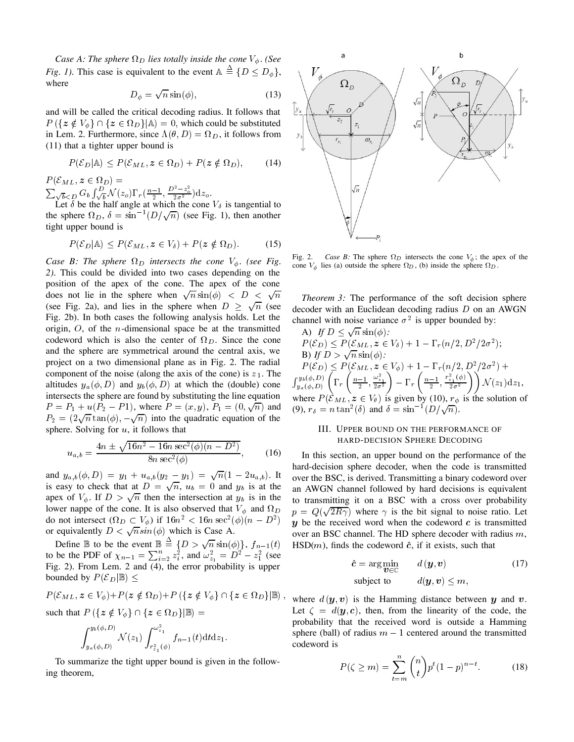*Case A: The sphere $\Omega_D$ lies totally inside the cone $V_\phi$. (See Fig. 1).* This case is equivalent to the event $\mathbb{A} \stackrel{\Delta}{=} \{D \leq D_\phi\}$, where

$$D_\phi = \sqrt{n}\sin(\phi), \tag{13}$$

and will be called the critical decoding radius. It follows that $P\left(\{\boldsymbol{z} \notin V_\phi\} \cap \{\boldsymbol{z} \in \Omega_D\} | \mathbb{A}\right) = 0$, which could be substituted in Lem. 2. Furthermore, since $\Lambda(\theta, D) = \Omega_D$, it follows from (11) that a tighter upper bound is

$$P(\mathcal{E}_D|\mathbb{A}) \leq P(\mathcal{E}_{ML}, \boldsymbol{z} \in \Omega_D) + P(\boldsymbol{z} \notin \Omega_D), \tag{14}$$

$P(\mathcal{E}_{ML}, \boldsymbol{z} \in \Omega_D) =$
$\sum_{\sqrt{b}<D} G_b \int_{\sqrt{b}}^{D} \mathcal{N}(z_o)\Gamma_r(\frac{n-1}{2}, \frac{D^2 - z_o^2}{2\sigma^2})\mathrm{d}z_o.$

Let $\delta$ be the half angle at which the cone $V_\delta$ is tangential to the sphere $\Omega_D$, $\delta = \sin^{-1}(D/\sqrt{n})$ (see Fig. 1), then another tight upper bound is

$$P(\mathcal{E}_D|\mathbb{A}) \leq P(\mathcal{E}_{ML}, \boldsymbol{z} \in V_\delta) + P(\boldsymbol{z} \notin \Omega_D). \tag{15}$$

*Case B: The sphere $\Omega_D$ intersects the cone $V_\phi$. (see Fig. 2).* This could be divided into two cases depending on the position of the apex of the cone. The apex of the cone does not lie in the sphere when $\sqrt{n}\sin(\phi) < D < \sqrt{n}$ (see Fig. 2a), and lies in the sphere when $D \geq \sqrt{n}$ (see Fig. 2b). In both cases the following analysis holds. Let the origin, $O$, of the $n$-dimensional space be at the transmitted codeword which is also the center of $\Omega_D$. Since the cone and the sphere are symmetrical around the central axis, we project on a two dimensional plane as in Fig. 2. The radial component of the noise (along the axis of the cone) is $z_1$. The altitudes $y_a(\phi, D)$ and $y_b(\phi, D)$ at which the (double) cone intersects the sphere are found by substituting the line equation $P = P_1 + u(P_2 - P1)$, where $P = (x, y)$, $P_1 = (0, \sqrt{n})$ and $P_2 = (2\sqrt{n}\tan(\phi), -\sqrt{n})$ into the quadratic equation of the sphere. Solving for $u$, it follows that

$$u_{a,b} = \frac{4n \pm \sqrt{16n^2 - 16n\sec^2(\phi)(n - D^2)}}{8n\sec^2(\phi)}, \tag{16}$$

and $y_{a,b}(\phi, D) = y_1 + u_{a,b}(y_2 - y_1) = \sqrt{n}(1 - 2u_{a,b})$. It is easy to check that at $D = \sqrt{n}$, $u_b = 0$ and $y_b$ is at the apex of $V_\phi$. If $D > \sqrt{n}$ then the intersection at $y_b$ is in the lower nappe of the cone. It is also observed that $V_\phi$ and $\Omega_D$ do not intersect ($\Omega_D \subset V_\phi$) if $16n^2 < 16n\sec^2(\phi)(n - D^2)$ or equivalently $D < \sqrt{n}sin(\phi)$ which is Case A.

Define $\mathbb{B}$ to be the event $\mathbb{B} \stackrel{\Delta}{=} \{D > \sqrt{n}\sin(\phi)\}$, $f_{n-1}(t)$ to be the PDF of $\chi_{n-1} = \sum_{i=2}^{n} z_i^2$, and $\omega_{z_1}^2 = D^2 - z_1^2$ (see Fig. 2). From Lem. 2 and (4), the error probability is upper bounded by $P(\mathcal{E}_D|\mathbb{B}) \leq$

$$P(\mathcal{E}_{ML}, \boldsymbol{z} \in V_\phi) + P(\boldsymbol{z} \notin \Omega_D) + P\left(\{\boldsymbol{z} \notin V_\phi\} \cap \{\boldsymbol{z} \in \Omega_D\} | \mathbb{B}\right),$$

such that $P\left(\{\boldsymbol{z} \notin V_\phi\} \cap \{\boldsymbol{z} \in \Omega_D\} | \mathbb{B}\right) =$

$$\int_{y_a(\phi,D)}^{y_b(\phi,D)} \mathcal{N}(z_1) \int_{r_{z_1}^2(\phi)}^{\omega_{z_1}^2} f_{n-1}(t)\mathrm{d}t\mathrm{d}z_1.$$

To summarize the tight upper bound is given in the following theorem,

Fig. 2. *Case B:* The sphere $\Omega_D$ intersects the cone $V_\phi$; the apex of the cone $V_\phi$ lies (a) outside the sphere $\Omega_D$, (b) inside the sphere $\Omega_D$.

*Theorem 3:* The performance of the soft decision sphere decoder with an Euclidean decoding radius $D$ on an AWGN channel with noise variance $\sigma^2$ is upper bounded by:

A) *If* $D \leq \sqrt{n}\sin(\phi)$*:*
$P(\mathcal{E}_D) \leq P(\mathcal{E}_{ML}, \boldsymbol{z} \in V_\delta) + 1 - \Gamma_r(n/2, D^2/2\sigma^2)$;

B) *If* $D > \sqrt{n}\sin(\phi)$*:*
$P(\mathcal{E}_D) \leq P(\mathcal{E}_{ML}, \boldsymbol{z} \in V_\phi) + 1 - \Gamma_r(n/2, D^2/2\sigma^2) +$
$\int_{y_a(\phi,D)}^{y_b(\phi,D)} \left(\Gamma_r\left(\frac{n-1}{2}, \frac{\omega_{z_1}^2}{2\sigma^2}\right) - \Gamma_r\left(\frac{n-1}{2}, \frac{r_{z_1}^2(\phi)}{2\sigma^2}\right)\right)\mathcal{N}(z_1)\mathrm{d}z_1,$

where $P(\mathcal{E}_{ML}, \boldsymbol{z} \in V_\theta)$ is given by (10), $r_\phi$ is the solution of (9), $r_\delta = n\tan^2(\delta)$ and $\delta = \sin^{-1}(D/\sqrt{n})$.

## III. Upper bound on the performance of hard-decision Sphere Decoding

In this section, an upper bound on the performance of the hard-decision sphere decoder, when the code is transmitted over the BSC, is derived. Transmitting a binary codeword over an AWGN channel followed by hard decisions is equivalent to transmitting it on a BSC with a cross over probability $p = Q(\sqrt{2R\gamma})$ where $\gamma$ is the bit signal to noise ratio. Let $\boldsymbol{y}$ be the received word when the codeword $\boldsymbol{c}$ is transmitted over an BSC channel. The HD sphere decoder with radius $m$, HSD($m$), finds the codeword $\hat{\boldsymbol{c}}$, if it exists, such that

$$\hat{\boldsymbol{c}} = \arg\min_{\boldsymbol{v} \in \mathbb{C}} \quad d(\boldsymbol{y}, \boldsymbol{v}) \qquad \text{subject to} \quad d(\boldsymbol{y}, \boldsymbol{v}) \leq m, \tag{17}$$

where $d(\boldsymbol{y}, \boldsymbol{v})$ is the Hamming distance between $\boldsymbol{y}$ and $\boldsymbol{v}$. Let $\zeta = d(\boldsymbol{y}, \boldsymbol{c})$, then, from the linearity of the code, the probability that the received word is outside a Hamming sphere (ball) of radius $m - 1$ centered around the transmitted codeword is

$$P(\zeta \geq m) = \sum_{t=m}^{n} \binom{n}{t} p^t (1-p)^{n-t}. \tag{18}$$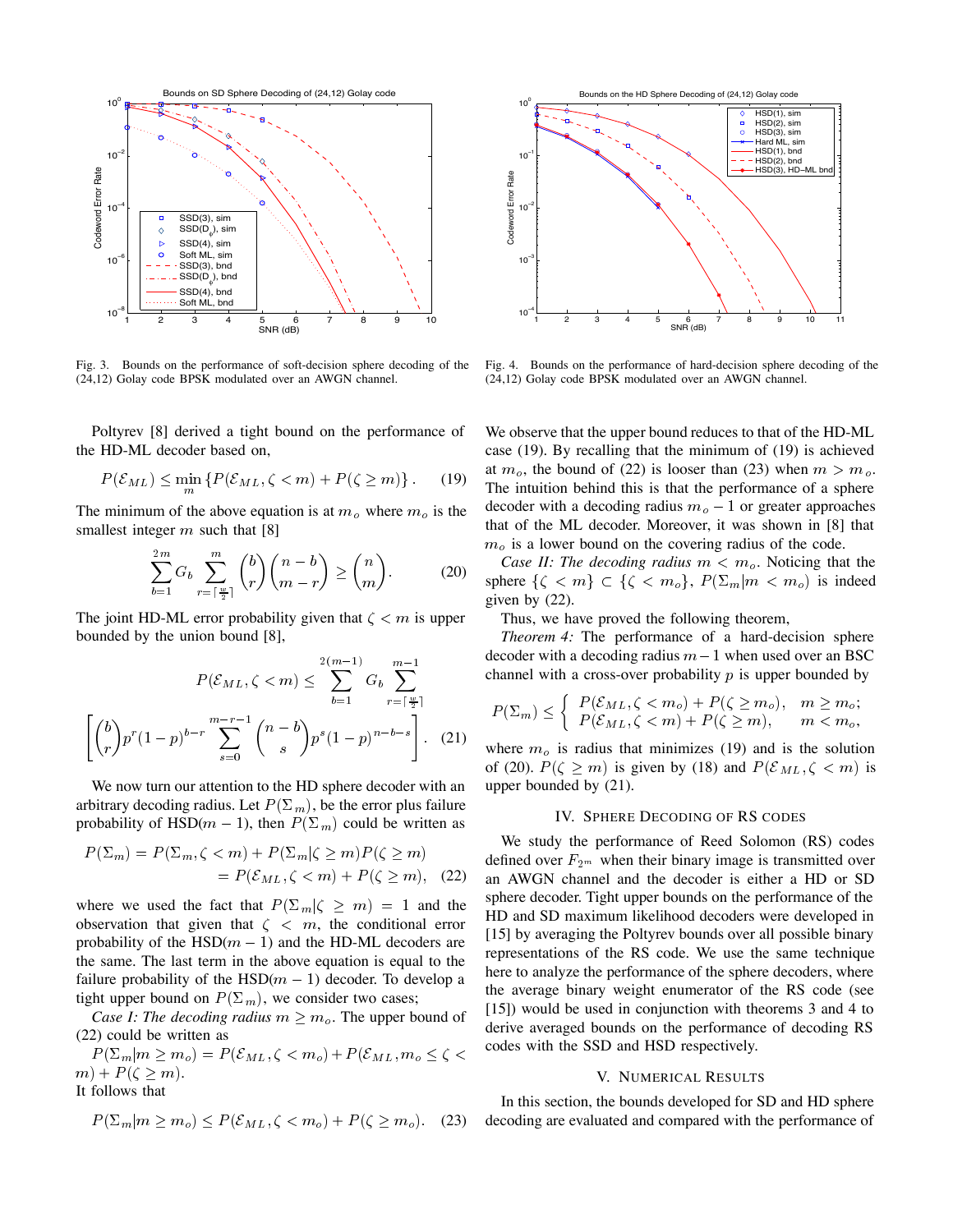Fig. 3. Bounds on the performance of soft-decision sphere decoding of the (24,12) Golay code BPSK modulated over an AWGN channel.

Fig. 4. Bounds on the performance of hard-decision sphere decoding of the (24,12) Golay code BPSK modulated over an AWGN channel.

Poltyrev [8] derived a tight bound on the performance of the HD-ML decoder based on,

$$P(\mathcal{E}_{ML}) \leq \min_{m} \{P(\mathcal{E}_{ML}, \zeta < m) + P(\zeta \geq m)\}. \quad (19)$$

The minimum of the above equation is at $m_o$ where $m_o$ is the smallest integer $m$ such that [8]

$$\sum_{b=1}^{2m} G_b \sum_{r=\lceil \frac{w}{2} \rceil}^{m} \binom{b}{r}\binom{n-b}{m-r} \geq \binom{n}{m}. \quad (20)$$

The joint HD-ML error probability given that $\zeta < m$ is upper bounded by the union bound [8],

$$P(\mathcal{E}_{ML}, \zeta < m) \leq \sum_{b=1}^{2(m-1)} G_b \sum_{r=\lceil \frac{w}{2} \rceil}^{m-1} \left[\binom{b}{r} p^r (1-p)^{b-r} \sum_{s=0}^{m-r-1} \binom{n-b}{s} p^s (1-p)^{n-b-s}\right]. \quad (21)$$

We now turn our attention to the HD sphere decoder with an arbitrary decoding radius. Let $P(\Sigma_m)$, be the error plus failure probability of HSD$(m-1)$, then $P(\Sigma_m)$ could be written as

$$\begin{aligned} P(\Sigma_m) &= P(\Sigma_m, \zeta < m) + P(\Sigma_m | \zeta \geq m) P(\zeta \geq m) \\ &= P(\mathcal{E}_{ML}, \zeta < m) + P(\zeta \geq m), \quad (22) \end{aligned}$$

where we used the fact that $P(\Sigma_m | \zeta \geq m) = 1$ and the observation that given that $\zeta < m$, the conditional error probability of the HSD$(m-1)$ and the HD-ML decoders are the same. The last term in the above equation is equal to the failure probability of the HSD$(m-1)$ decoder. To develop a tight upper bound on $P(\Sigma_m)$, we consider two cases;

*Case I: The decoding radius $m \geq m_o$.* The upper bound of (22) could be written as

$P(\Sigma_m | m \geq m_o) = P(\mathcal{E}_{ML}, \zeta < m_o) + P(\mathcal{E}_{ML}, m_o \leq \zeta < m) + P(\zeta \geq m)$.

It follows that

$$P(\Sigma_m | m \geq m_o) \leq P(\mathcal{E}_{ML}, \zeta < m_o) + P(\zeta \geq m_o). \quad (23)$$

We observe that the upper bound reduces to that of the HD-ML case (19). By recalling that the minimum of (19) is achieved at $m_o$, the bound of (22) is looser than (23) when $m > m_o$. The intuition behind this is that the performance of a sphere decoder with a decoding radius $m_o - 1$ or greater approaches that of the ML decoder. Moreover, it was shown in [8] that $m_o$ is a lower bound on the covering radius of the code.

*Case II: The decoding radius $m < m_o$.* Noticing that the sphere $\{\zeta < m\} \subset \{\zeta < m_o\}$, $P(\Sigma_m | m < m_o)$ is indeed given by (22).

Thus, we have proved the following theorem,

*Theorem 4:* The performance of a hard-decision sphere decoder with a decoding radius $m-1$ when used over an BSC channel with a cross-over probability $p$ is upper bounded by

$$P(\Sigma_m) \leq \begin{cases} P(\mathcal{E}_{ML}, \zeta < m_o) + P(\zeta \geq m_o), & m \geq m_o; \\ P(\mathcal{E}_{ML}, \zeta < m) + P(\zeta \geq m), & m < m_o, \end{cases}$$

where $m_o$ is radius that minimizes (19) and is the solution of (20). $P(\zeta \geq m)$ is given by (18) and $P(\mathcal{E}_{ML}, \zeta < m)$ is upper bounded by (21).

## IV. Sphere Decoding of RS Codes

We study the performance of Reed Solomon (RS) codes defined over $F_{2^m}$ when their binary image is transmitted over an AWGN channel and the decoder is either a HD or SD sphere decoder. Tight upper bounds on the performance of the HD and SD maximum likelihood decoders were developed in [15] by averaging the Poltyrev bounds over all possible binary representations of the RS code. We use the same technique here to analyze the performance of the sphere decoders, where the average binary weight enumerator of the RS code (see [15]) would be used in conjunction with theorems 3 and 4 to derive averaged bounds on the performance of decoding RS codes with the SSD and HSD respectively.

## V. Numerical Results

In this section, the bounds developed for SD and HD sphere decoding are evaluated and compared with the performance of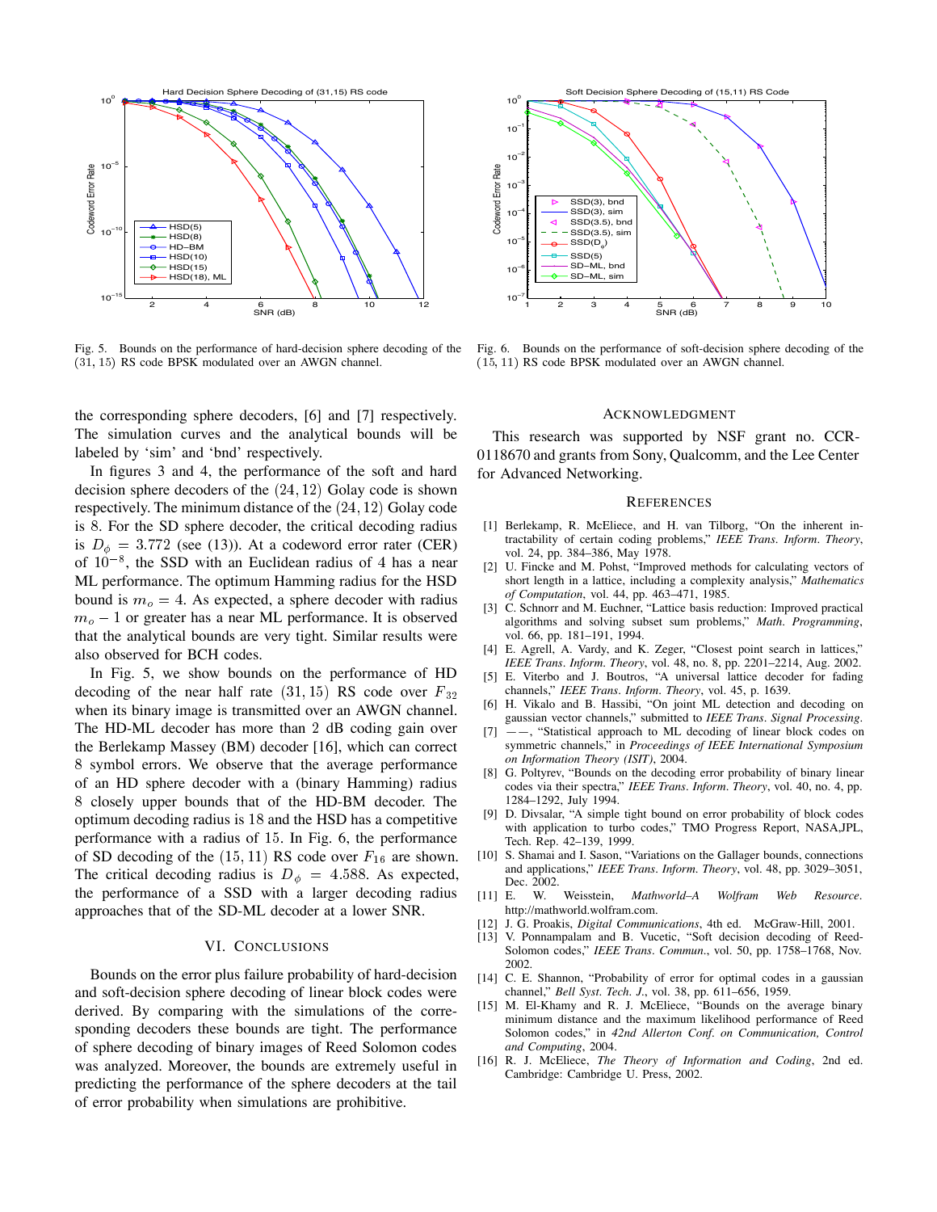Hard Decision Sphere Decoding of (31,15) RS code

Codeword Error Rate

$10^0$
$10^{-5}$
$10^{-10}$
$10^{-15}$

2 4 6 8 10 12

SNR (dB)

HSD(5)
HSD(8)
HD−BM
HSD(10)
HSD(15)
HSD(18), ML

Fig. 5. Bounds on the performance of hard-decision sphere decoding of the (31, 15) RS code BPSK modulated over an AWGN channel.

Soft Decision Sphere Decoding of (15,11) RS Code

Codeword Error Rate

$10^0$
$10^{-1}$
$10^{-2}$
$10^{-3}$
$10^{-4}$
$10^{-5}$
$10^{-6}$
$10^{-7}$

1 2 3 4 5 6 7 8 9 10

SNR (dB)

SSD(3), bnd
SSD(3), sim
SSD(3.5), bnd
SSD(3.5), sim
SSD($D_e$)
SSD(5)
SD−ML, bnd
SD−ML, sim

Fig. 6. Bounds on the performance of soft-decision sphere decoding of the (15, 11) RS code BPSK modulated over an AWGN channel.

the corresponding sphere decoders, [6] and [7] respectively. The simulation curves and the analytical bounds will be labeled by 'sim' and 'bnd' respectively.

In figures 3 and 4, the performance of the soft and hard decision sphere decoders of the $(24, 12)$ Golay code is shown respectively. The minimum distance of the $(24, 12)$ Golay code is 8. For the SD sphere decoder, the critical decoding radius is $D_\phi = 3.772$ (see (13)). At a codeword error rater (CER) of $10^{-8}$, the SSD with an Euclidean radius of 4 has a near ML performance. The optimum Hamming radius for the HSD bound is $m_o = 4$. As expected, a sphere decoder with radius $m_o - 1$ or greater has a near ML performance. It is observed that the analytical bounds are very tight. Similar results were also observed for BCH codes.

In Fig. 5, we show bounds on the performance of HD decoding of the near half rate $(31, 15)$ RS code over $F_{32}$ when its binary image is transmitted over an AWGN channel. The HD-ML decoder has more than 2 dB coding gain over the Berlekamp Massey (BM) decoder [16], which can correct 8 symbol errors. We observe that the average performance of an HD sphere decoder with a (binary Hamming) radius 8 closely upper bounds that of the HD-BM decoder. The optimum decoding radius is 18 and the HSD has a competitive performance with a radius of 15. In Fig. 6, the performance of SD decoding of the $(15, 11)$ RS code over $F_{16}$ are shown. The critical decoding radius is $D_\phi = 4.588$. As expected, the performance of a SSD with a larger decoding radius approaches that of the SD-ML decoder at a lower SNR.

## VI. Conclusions

Bounds on the error plus failure probability of hard-decision and soft-decision sphere decoding of linear block codes were derived. By comparing with the simulations of the corresponding decoders these bounds are tight. The performance of sphere decoding of binary images of Reed Solomon codes was analyzed. Moreover, the bounds are extremely useful in predicting the performance of the sphere decoders at the tail of error probability when simulations are prohibitive.

## Acknowledgment

This research was supported by NSF grant no. CCR-0118670 and grants from Sony, Qualcomm, and the Lee Center for Advanced Networking.

## References

[1] Berlekamp, R. McEliece, and H. van Tilborg, "On the inherent intractability of certain coding problems," *IEEE Trans. Inform. Theory*, vol. 24, pp. 384–386, May 1978.

[2] U. Fincke and M. Pohst, "Improved methods for calculating vectors of short length in a lattice, including a complexity analysis," *Mathematics of Computation*, vol. 44, pp. 463–471, 1985.

[3] C. Schnorr and M. Euchner, "Lattice basis reduction: Improved practical algorithms and solving subset sum problems," *Math. Programming*, vol. 66, pp. 181–191, 1994.

[4] E. Agrell, A. Vardy, and K. Zeger, "Closest point search in lattices," *IEEE Trans. Inform. Theory*, vol. 48, no. 8, pp. 2201–2214, Aug. 2002.

[5] E. Viterbo and J. Boutros, "A universal lattice decoder for fading channels," *IEEE Trans. Inform. Theory*, vol. 45, p. 1639.

[6] H. Vikalo and B. Hassibi, "On joint ML detection and decoding on gaussian vector channels," submitted to *IEEE Trans. Signal Processing*.

[7] ——, "Statistical approach to ML decoding of linear block codes on symmetric channels," in *Proceedings of IEEE International Symposium on Information Theory (ISIT)*, 2004.

[8] G. Poltyrev, "Bounds on the decoding error probability of binary linear codes via their spectra," *IEEE Trans. Inform. Theory*, vol. 40, no. 4, pp. 1284–1292, July 1994.

[9] D. Divsalar, "A simple tight bound on error probability of block codes with application to turbo codes," TMO Progress Report, NASA,JPL, Tech. Rep. 42–139, 1999.

[10] S. Shamai and I. Sason, "Variations on the Gallager bounds, connections and applications," *IEEE Trans. Inform. Theory*, vol. 48, pp. 3029–3051, Dec. 2002.

[11] E. W. Weisstein, *Mathworld–A Wolfram Web Resource*. http://mathworld.wolfram.com.

[12] J. G. Proakis, *Digital Communications*, 4th ed. McGraw-Hill, 2001.

[13] V. Ponnampalam and B. Vucetic, "Soft decision decoding of Reed-Solomon codes," *IEEE Trans. Commun.*, vol. 50, pp. 1758–1768, Nov. 2002.

[14] C. E. Shannon, "Probability of error for optimal codes in a gaussian channel," *Bell Syst. Tech. J.*, vol. 38, pp. 611–656, 1959.

[15] M. El-Khamy and R. J. McEliece, "Bounds on the average binary minimum distance and the maximum likelihood performance of Reed Solomon codes," in *42nd Allerton Conf. on Communication, Control and Computing*, 2004.

[16] R. J. McEliece, *The Theory of Information and Coding*, 2nd ed. Cambridge: Cambridge U. Press, 2002.